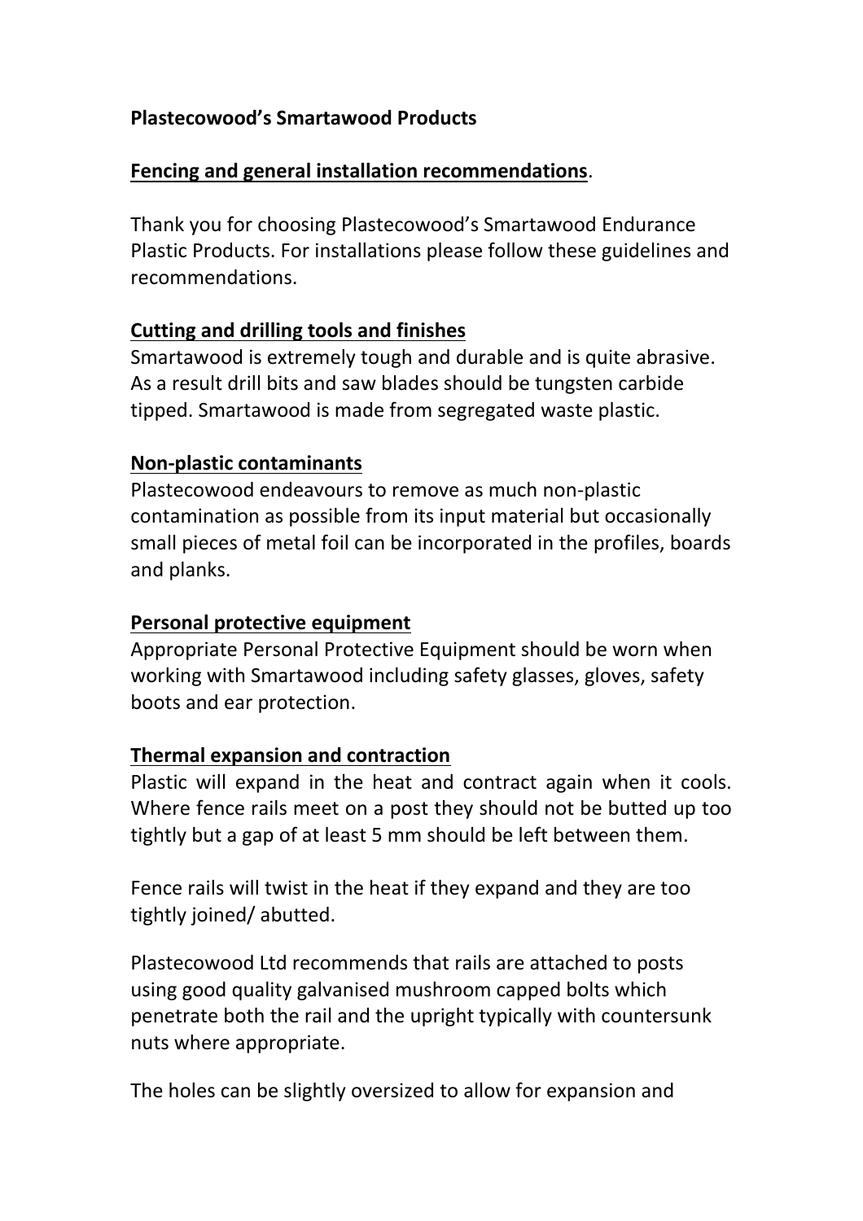**Plastecowood's Smartawood Products**

**Fencing and general installation recommendations**.

Thank you for choosing Plastecowood's Smartawood Endurance Plastic Products. For installations please follow these guidelines and recommendations.

**Cutting and drilling tools and finishes**

Smartawood is extremely tough and durable and is quite abrasive. As a result drill bits and saw blades should be tungsten carbide tipped. Smartawood is made from segregated waste plastic.

**Non-plastic contaminants**

Plastecowood endeavours to remove as much non-plastic contamination as possible from its input material but occasionally small pieces of metal foil can be incorporated in the profiles, boards and planks.

**Personal protective equipment**

Appropriate Personal Protective Equipment should be worn when working with Smartawood including safety glasses, gloves, safety boots and ear protection.

**Thermal expansion and contraction**

Plastic will expand in the heat and contract again when it cools. Where fence rails meet on a post they should not be butted up too tightly but a gap of at least 5 mm should be left between them.

Fence rails will twist in the heat if they expand and they are too tightly joined/ abutted.

Plastecowood Ltd recommends that rails are attached to posts using good quality galvanised mushroom capped bolts which penetrate both the rail and the upright typically with countersunk nuts where appropriate.

The holes can be slightly oversized to allow for expansion and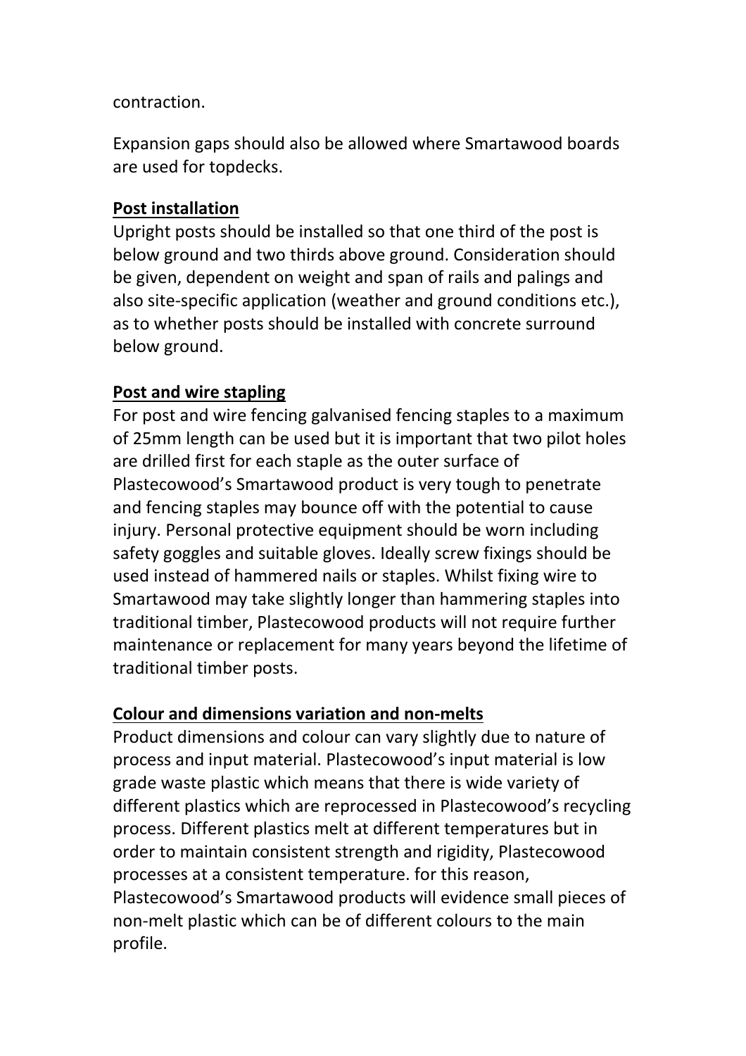contraction.

Expansion gaps should also be allowed where Smartawood boards are used for topdecks.

**Post installation**

Upright posts should be installed so that one third of the post is below ground and two thirds above ground. Consideration should be given, dependent on weight and span of rails and palings and also site-specific application (weather and ground conditions etc.), as to whether posts should be installed with concrete surround below ground.

**Post and wire stapling**

For post and wire fencing galvanised fencing staples to a maximum of 25mm length can be used but it is important that two pilot holes are drilled first for each staple as the outer surface of Plastecowood's Smartawood product is very tough to penetrate and fencing staples may bounce off with the potential to cause injury. Personal protective equipment should be worn including safety goggles and suitable gloves. Ideally screw fixings should be used instead of hammered nails or staples. Whilst fixing wire to Smartawood may take slightly longer than hammering staples into traditional timber, Plastecowood products will not require further maintenance or replacement for many years beyond the lifetime of traditional timber posts.

**Colour and dimensions variation and non-melts**

Product dimensions and colour can vary slightly due to nature of process and input material. Plastecowood's input material is low grade waste plastic which means that there is wide variety of different plastics which are reprocessed in Plastecowood's recycling process. Different plastics melt at different temperatures but in order to maintain consistent strength and rigidity, Plastecowood processes at a consistent temperature. for this reason, Plastecowood's Smartawood products will evidence small pieces of non-melt plastic which can be of different colours to the main profile.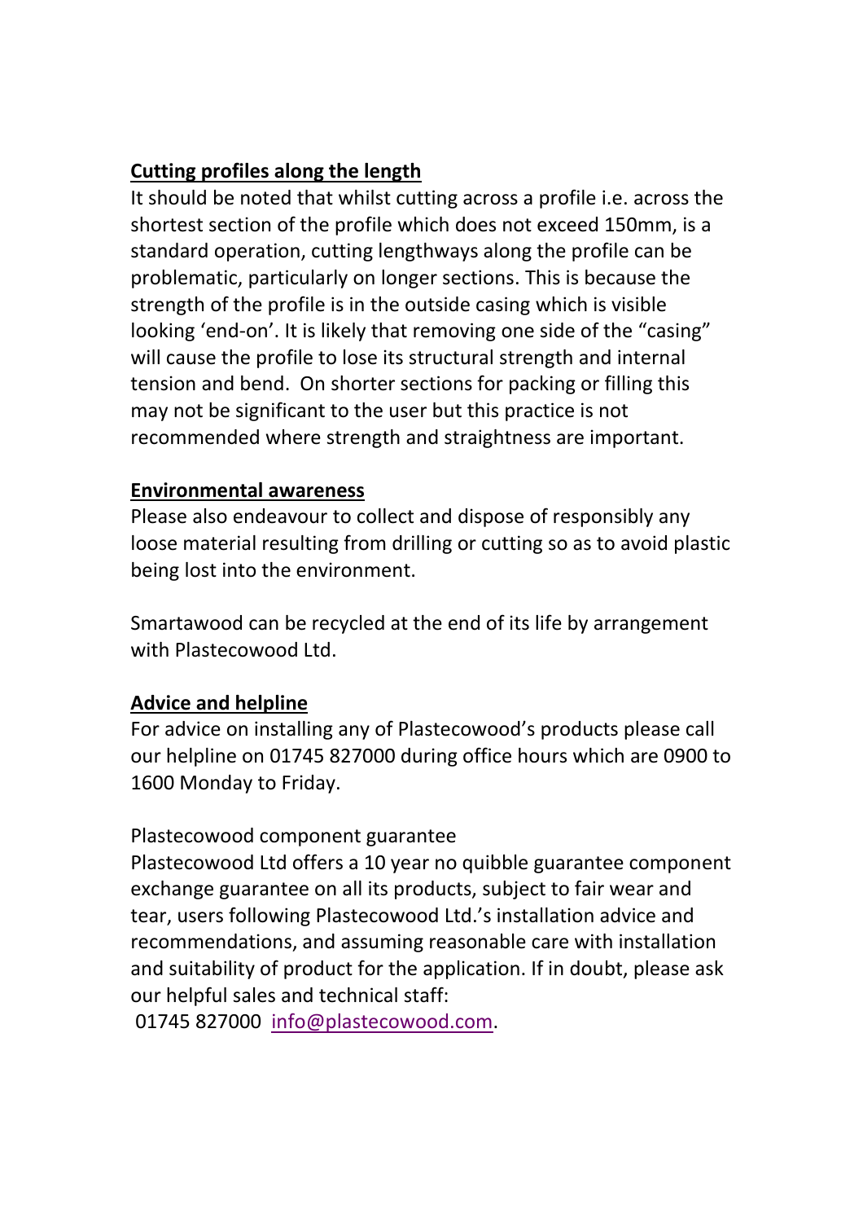**Cutting profiles along the length**

It should be noted that whilst cutting across a profile i.e. across the shortest section of the profile which does not exceed 150mm, is a standard operation, cutting lengthways along the profile can be problematic, particularly on longer sections. This is because the strength of the profile is in the outside casing which is visible looking 'end-on'. It is likely that removing one side of the "casing" will cause the profile to lose its structural strength and internal tension and bend. On shorter sections for packing or filling this may not be significant to the user but this practice is not recommended where strength and straightness are important.

**Environmental awareness**

Please also endeavour to collect and dispose of responsibly any loose material resulting from drilling or cutting so as to avoid plastic being lost into the environment.

Smartawood can be recycled at the end of its life by arrangement with Plastecowood Ltd.

**Advice and helpline**

For advice on installing any of Plastecowood's products please call our helpline on 01745 827000 during office hours which are 0900 to 1600 Monday to Friday.

Plastecowood component guarantee

Plastecowood Ltd offers a 10 year no quibble guarantee component exchange guarantee on all its products, subject to fair wear and tear, users following Plastecowood Ltd.'s installation advice and recommendations, and assuming reasonable care with installation and suitability of product for the application. If in doubt, please ask our helpful sales and technical staff:

01745 827000 [info@plastecowood.com](mailto:info@plastecowood.com).